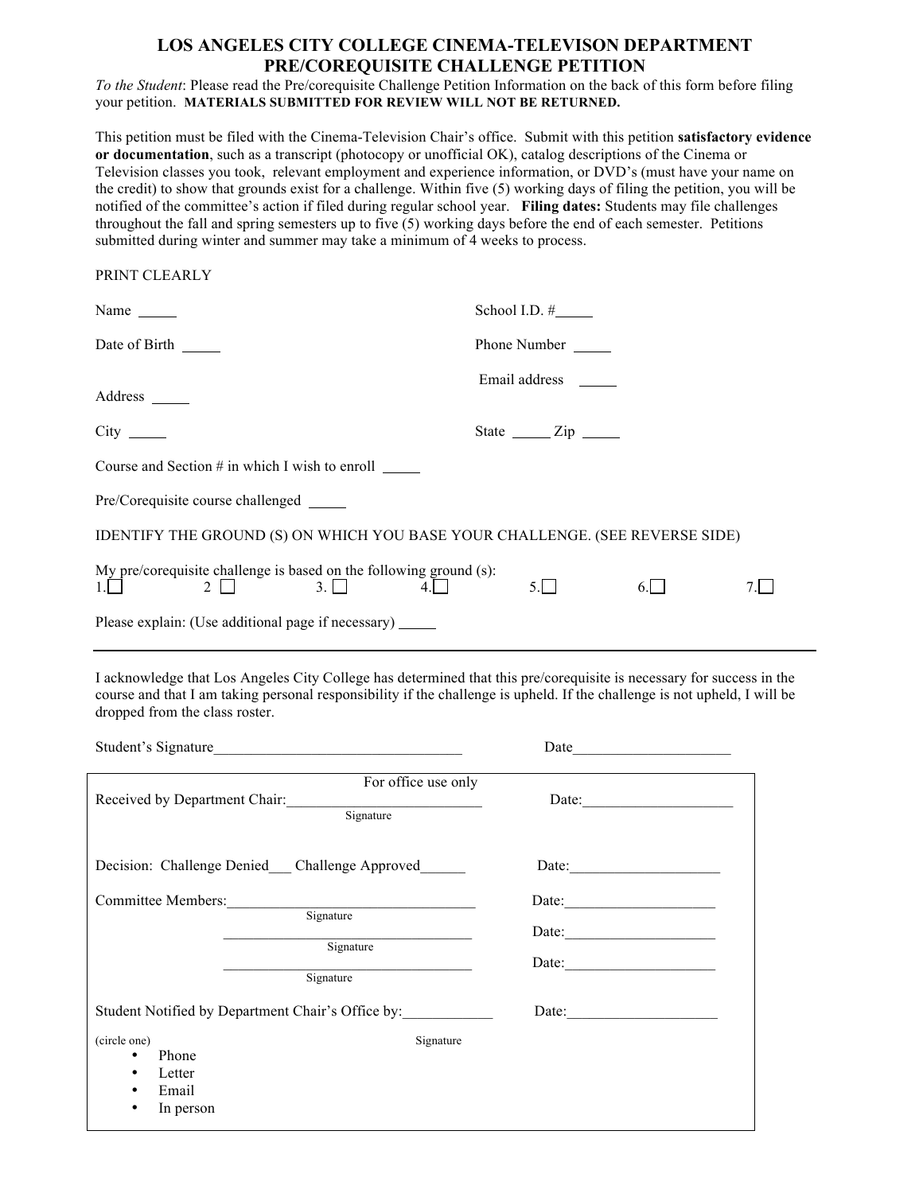# LOS ANGELES CITY COLLEGE CINEMA-TELEVISON DEPARTMENT PRE/COREQUISITE CHALLENGE PETITION

*To the Student*: Please read the Pre/corequisite Challenge Petition Information on the back of this form before filing your petition. **MATERIALS SUBMITTED FOR REVIEW WILL NOT BE RETURNED.**

This petition must be filed with the Cinema-Television Chair's office. Submit with this petition **satisfactory evidence or documentation**, such as a transcript (photocopy or unofficial OK), catalog descriptions of the Cinema or Television classes you took, relevant employment and experience information, or DVD's (must have your name on the credit) to show that grounds exist for a challenge. Within five (5) working days of filing the petition, you will be notified of the committee's action if filed during regular school year. **Filing dates:** Students may file challenges throughout the fall and spring semesters up to five (5) working days before the end of each semester. Petitions submitted during winter and summer may take a minimum of 4 weeks to process.

PRINT CLEARLY

Name _____ School I.D. #_____

Date of Birth _____ Phone Number _____

Email address _____

Address _____

City _____ State _____ Zip _____

Course and Section # in which I wish to enroll _____

Pre/Corequisite course challenged _____

IDENTIFY THE GROUND (S) ON WHICH YOU BASE YOUR CHALLENGE. (SEE REVERSE SIDE)

My pre/corequisite challenge is based on the following ground (s):
1.☐ 2 ☐ 3. ☐ 4.☐ 5.☐ 6.☐ 7.☐

Please explain: (Use additional page if necessary) _____

---

I acknowledge that Los Angeles City College has determined that this pre/corequisite is necessary for success in the course and that I am taking personal responsibility if the challenge is upheld. If the challenge is not upheld, I will be dropped from the class roster.

Student's Signature________________________________ Date____________________

For office use only

Received by Department Chair:_________________________ Date:____________________
Signature

Decision: Challenge Denied___ Challenge Approved______ Date:____________________

Committee Members:_________________________________ Date:____________________
Signature

_________________________________ Date:____________________
Signature

_________________________________ Date:____________________
Signature

Student Notified by Department Chair's Office by:____________ Date:____________________
Signature

(circle one)

- Phone
- Letter
- Email
- In person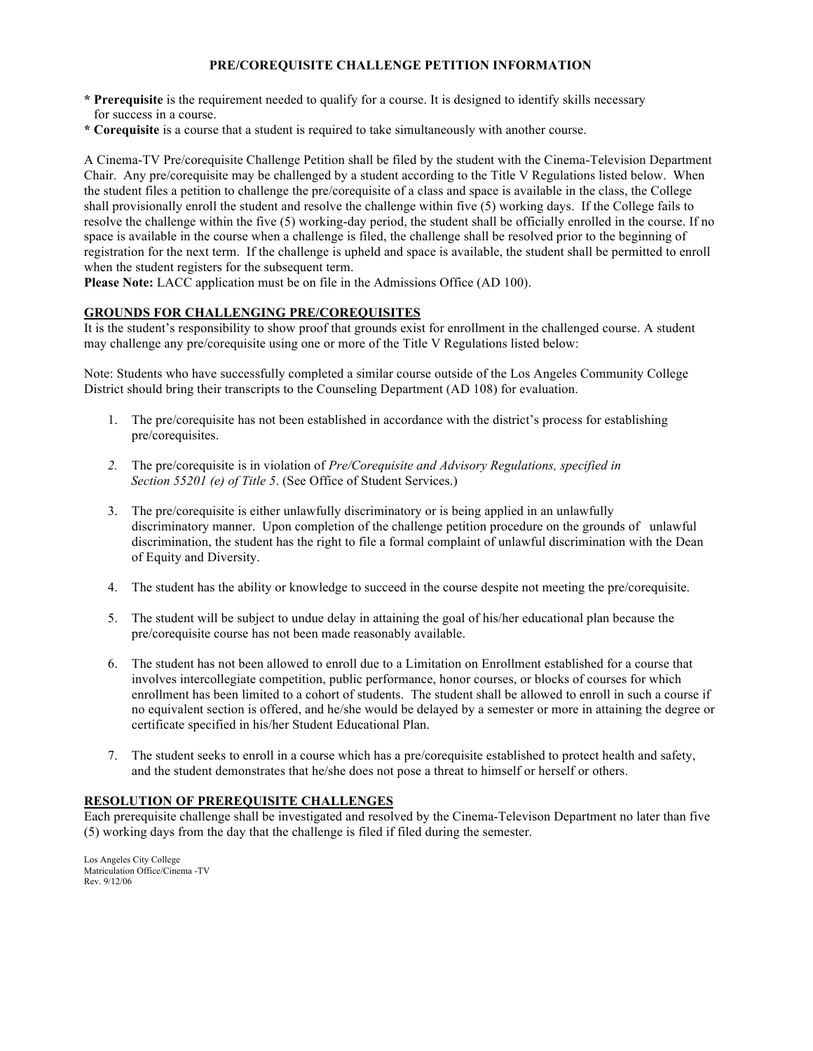## PRE/COREQUISITE CHALLENGE PETITION INFORMATION

* **Prerequisite** is the requirement needed to qualify for a course. It is designed to identify skills necessary for success in a course.
* **Corequisite** is a course that a student is required to take simultaneously with another course.

A Cinema-TV Pre/corequisite Challenge Petition shall be filed by the student with the Cinema-Television Department Chair. Any pre/corequisite may be challenged by a student according to the Title V Regulations listed below. When the student files a petition to challenge the pre/corequisite of a class and space is available in the class, the College shall provisionally enroll the student and resolve the challenge within five (5) working days. If the College fails to resolve the challenge within the five (5) working-day period, the student shall be officially enrolled in the course. If no space is available in the course when a challenge is filed, the challenge shall be resolved prior to the beginning of registration for the next term. If the challenge is upheld and space is available, the student shall be permitted to enroll when the student registers for the subsequent term.

**Please Note:** LACC application must be on file in the Admissions Office (AD 100).

### GROUNDS FOR CHALLENGING PRE/COREQUISITES

It is the student's responsibility to show proof that grounds exist for enrollment in the challenged course. A student may challenge any pre/corequisite using one or more of the Title V Regulations listed below:

Note: Students who have successfully completed a similar course outside of the Los Angeles Community College District should bring their transcripts to the Counseling Department (AD 108) for evaluation.

1. The pre/corequisite has not been established in accordance with the district's process for establishing pre/corequisites.
2. The pre/corequisite is in violation of *Pre/Corequisite and Advisory Regulations, specified in Section 55201 (e) of Title 5*. (See Office of Student Services.)
3. The pre/corequisite is either unlawfully discriminatory or is being applied in an unlawfully discriminatory manner. Upon completion of the challenge petition procedure on the grounds of unlawful discrimination, the student has the right to file a formal complaint of unlawful discrimination with the Dean of Equity and Diversity.
4. The student has the ability or knowledge to succeed in the course despite not meeting the pre/corequisite.
5. The student will be subject to undue delay in attaining the goal of his/her educational plan because the pre/corequisite course has not been made reasonably available.
6. The student has not been allowed to enroll due to a Limitation on Enrollment established for a course that involves intercollegiate competition, public performance, honor courses, or blocks of courses for which enrollment has been limited to a cohort of students. The student shall be allowed to enroll in such a course if no equivalent section is offered, and he/she would be delayed by a semester or more in attaining the degree or certificate specified in his/her Student Educational Plan.
7. The student seeks to enroll in a course which has a pre/corequisite established to protect health and safety, and the student demonstrates that he/she does not pose a threat to himself or herself or others.

### RESOLUTION OF PREREQUISITE CHALLENGES

Each prerequisite challenge shall be investigated and resolved by the Cinema-Televison Department no later than five (5) working days from the day that the challenge is filed if filed during the semester.

Los Angeles City College
Matriculation Office/Cinema -TV
Rev. 9/12/06